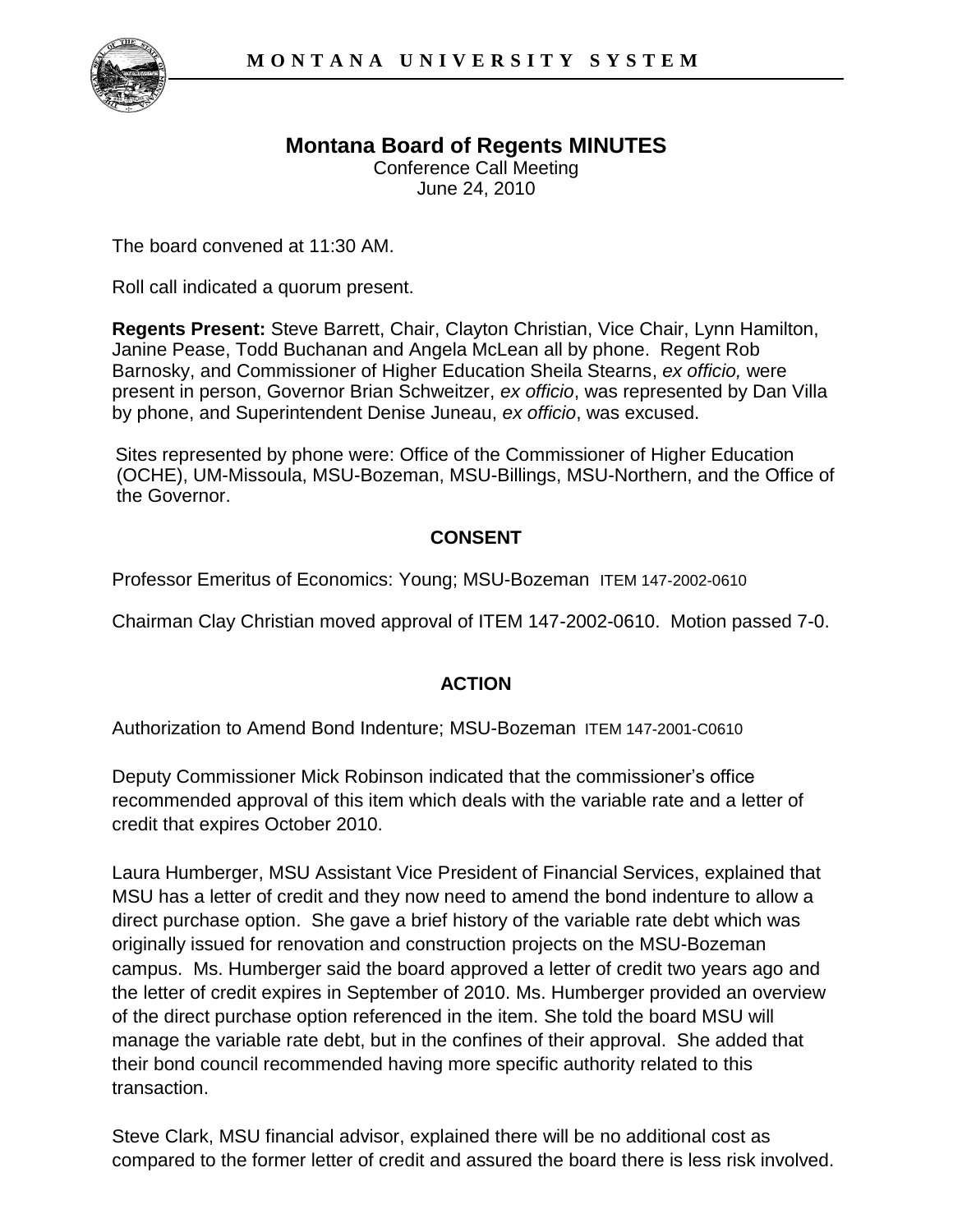MONTANA UNIVERSITY SYSTEM

# Montana Board of Regents MINUTES

Conference Call Meeting
June 24, 2010

The board convened at 11:30 AM.

Roll call indicated a quorum present.

**Regents Present:** Steve Barrett, Chair, Clayton Christian, Vice Chair, Lynn Hamilton, Janine Pease, Todd Buchanan and Angela McLean all by phone. Regent Rob Barnosky, and Commissioner of Higher Education Sheila Stearns, *ex officio,* were present in person, Governor Brian Schweitzer, *ex officio*, was represented by Dan Villa by phone, and Superintendent Denise Juneau, *ex officio*, was excused.

Sites represented by phone were: Office of the Commissioner of Higher Education (OCHE), UM-Missoula, MSU-Bozeman, MSU-Billings, MSU-Northern, and the Office of the Governor.

## CONSENT

Professor Emeritus of Economics: Young; MSU-Bozeman ITEM 147-2002-0610

Chairman Clay Christian moved approval of ITEM 147-2002-0610. Motion passed 7-0.

## ACTION

Authorization to Amend Bond Indenture; MSU-Bozeman ITEM 147-2001-C0610

Deputy Commissioner Mick Robinson indicated that the commissioner's office recommended approval of this item which deals with the variable rate and a letter of credit that expires October 2010.

Laura Humberger, MSU Assistant Vice President of Financial Services, explained that MSU has a letter of credit and they now need to amend the bond indenture to allow a direct purchase option. She gave a brief history of the variable rate debt which was originally issued for renovation and construction projects on the MSU-Bozeman campus. Ms. Humberger said the board approved a letter of credit two years ago and the letter of credit expires in September of 2010. Ms. Humberger provided an overview of the direct purchase option referenced in the item. She told the board MSU will manage the variable rate debt, but in the confines of their approval. She added that their bond council recommended having more specific authority related to this transaction.

Steve Clark, MSU financial advisor, explained there will be no additional cost as compared to the former letter of credit and assured the board there is less risk involved.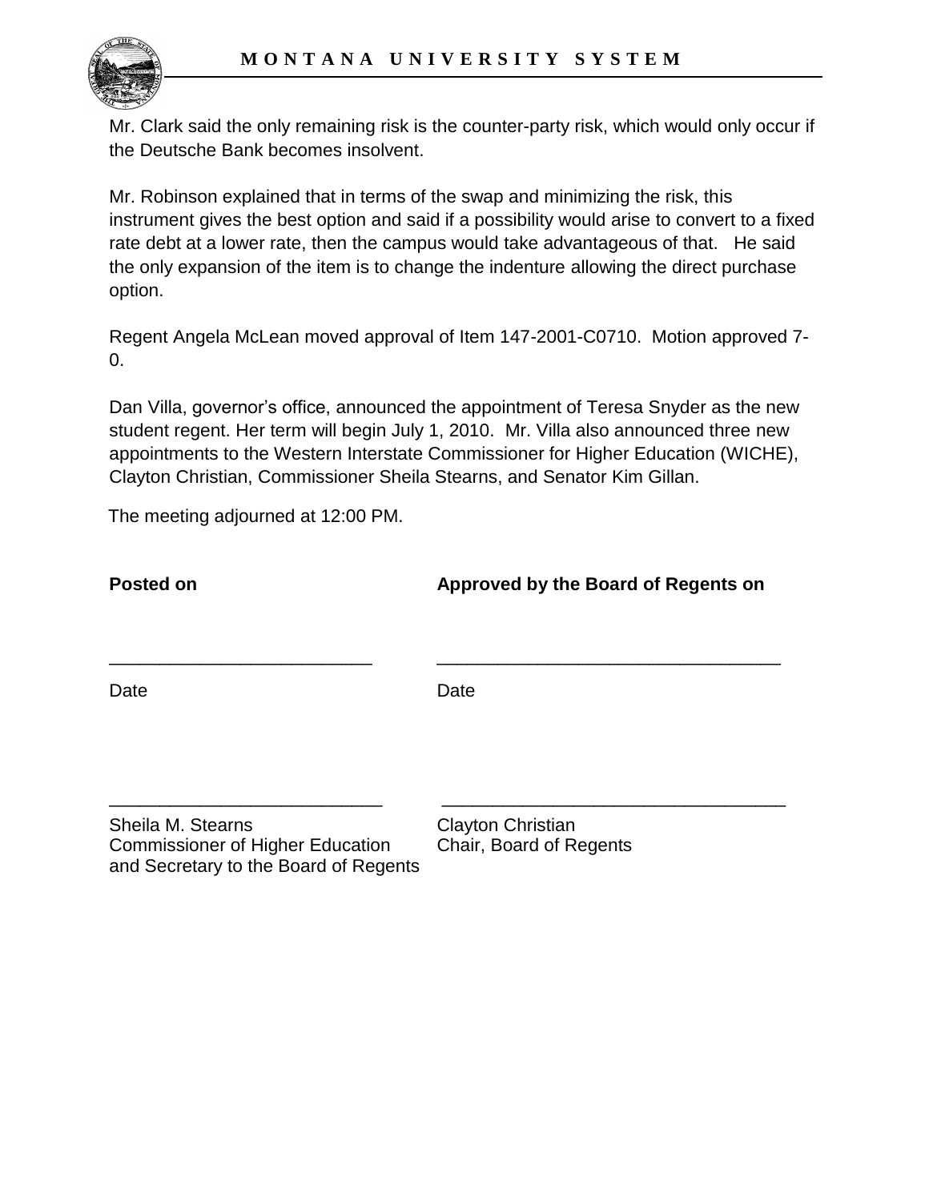Mr. Clark said the only remaining risk is the counter-party risk, which would only occur if the Deutsche Bank becomes insolvent.

Mr. Robinson explained that in terms of the swap and minimizing the risk, this instrument gives the best option and said if a possibility would arise to convert to a fixed rate debt at a lower rate, then the campus would take advantageous of that. He said the only expansion of the item is to change the indenture allowing the direct purchase option.

Regent Angela McLean moved approval of Item 147-2001-C0710. Motion approved 7-0.

Dan Villa, governor's office, announced the appointment of Teresa Snyder as the new student regent. Her term will begin July 1, 2010. Mr. Villa also announced three new appointments to the Western Interstate Commissioner for Higher Education (WICHE), Clayton Christian, Commissioner Sheila Stearns, and Senator Kim Gillan.

The meeting adjourned at 12:00 PM.

**Posted on**

\_\_\_\_\_\_\_\_\_\_\_\_\_\_\_\_\_\_\_\_\_\_\_\_\_\_

Date

\_\_\_\_\_\_\_\_\_\_\_\_\_\_\_\_\_\_\_\_\_\_\_\_\_\_

Sheila M. Stearns
Commissioner of Higher Education
and Secretary to the Board of Regents

**Approved by the Board of Regents on**

\_\_\_\_\_\_\_\_\_\_\_\_\_\_\_\_\_\_\_\_\_\_\_\_\_\_\_\_\_\_\_\_\_\_

Date

\_\_\_\_\_\_\_\_\_\_\_\_\_\_\_\_\_\_\_\_\_\_\_\_\_\_\_\_\_\_\_\_\_\_

Clayton Christian
Chair, Board of Regents